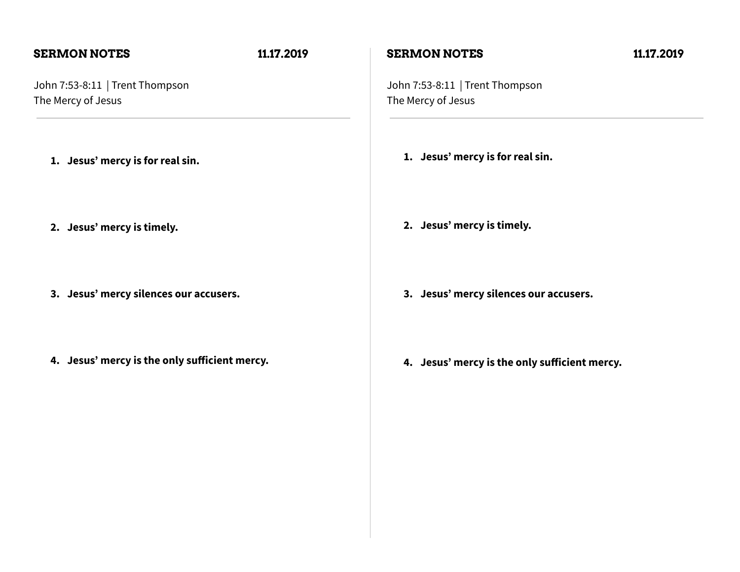## SERMON NOTES 11.17.2019

John 7:53-8:11 | Trent Thompson
The Mercy of Jesus

---

1. **Jesus' mercy is for real sin.**

2. **Jesus' mercy is timely.**

3. **Jesus' mercy silences our accusers.**

4. **Jesus' mercy is the only sufficient mercy.**

## SERMON NOTES 11.17.2019

John 7:53-8:11 | Trent Thompson
The Mercy of Jesus

---

1. **Jesus' mercy is for real sin.**

2. **Jesus' mercy is timely.**

3. **Jesus' mercy silences our accusers.**

4. **Jesus' mercy is the only sufficient mercy.**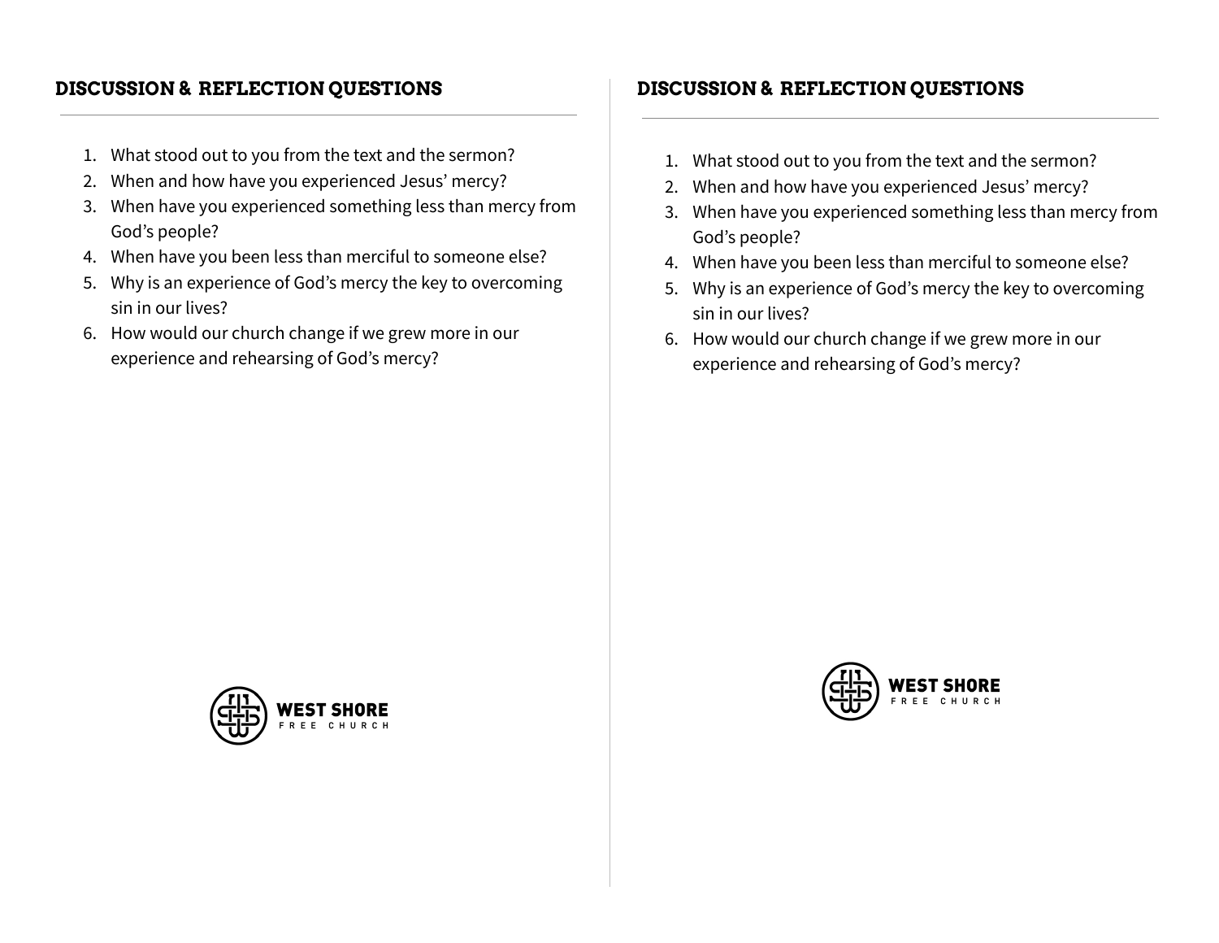## DISCUSSION & REFLECTION QUESTIONS

1. What stood out to you from the text and the sermon?
2. When and how have you experienced Jesus' mercy?
3. When have you experienced something less than mercy from God's people?
4. When have you been less than merciful to someone else?
5. Why is an experience of God's mercy the key to overcoming sin in our lives?
6. How would our church change if we grew more in our experience and rehearsing of God's mercy?

WEST SHORE
FREE CHURCH

## DISCUSSION & REFLECTION QUESTIONS

1. What stood out to you from the text and the sermon?
2. When and how have you experienced Jesus' mercy?
3. When have you experienced something less than mercy from God's people?
4. When have you been less than merciful to someone else?
5. Why is an experience of God's mercy the key to overcoming sin in our lives?
6. How would our church change if we grew more in our experience and rehearsing of God's mercy?

WEST SHORE
FREE CHURCH